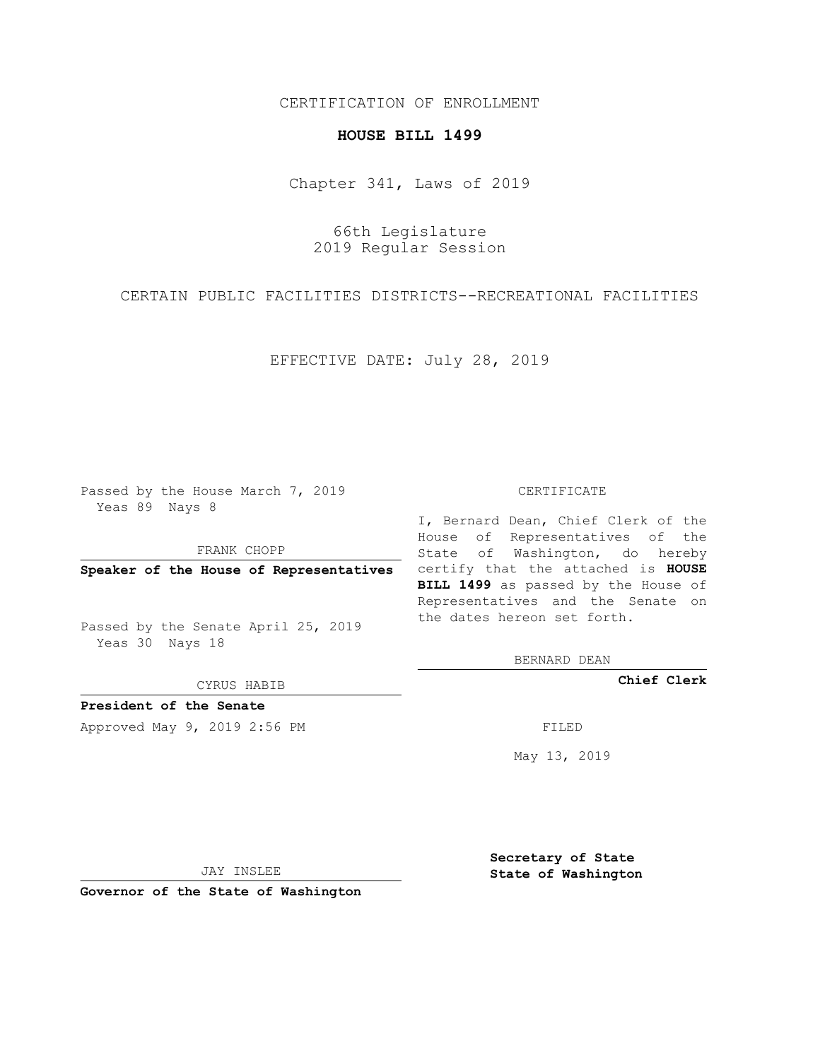CERTIFICATION OF ENROLLMENT

**HOUSE BILL 1499**

Chapter 341, Laws of 2019

66th Legislature
2019 Regular Session

CERTAIN PUBLIC FACILITIES DISTRICTS--RECREATIONAL FACILITIES

EFFECTIVE DATE: July 28, 2019

Passed by the House March 7, 2019
Yeas 89 Nays 8

FRANK CHOPP

**Speaker of the House of Representatives**

Passed by the Senate April 25, 2019
Yeas 30 Nays 18

CYRUS HABIB

**President of the Senate**

Approved May 9, 2019 2:56 PM

JAY INSLEE

**Governor of the State of Washington**

CERTIFICATE

I, Bernard Dean, Chief Clerk of the House of Representatives of the State of Washington, do hereby certify that the attached is **HOUSE BILL 1499** as passed by the House of Representatives and the Senate on the dates hereon set forth.

BERNARD DEAN

**Chief Clerk**

FILED

May 13, 2019

**Secretary of State**
**State of Washington**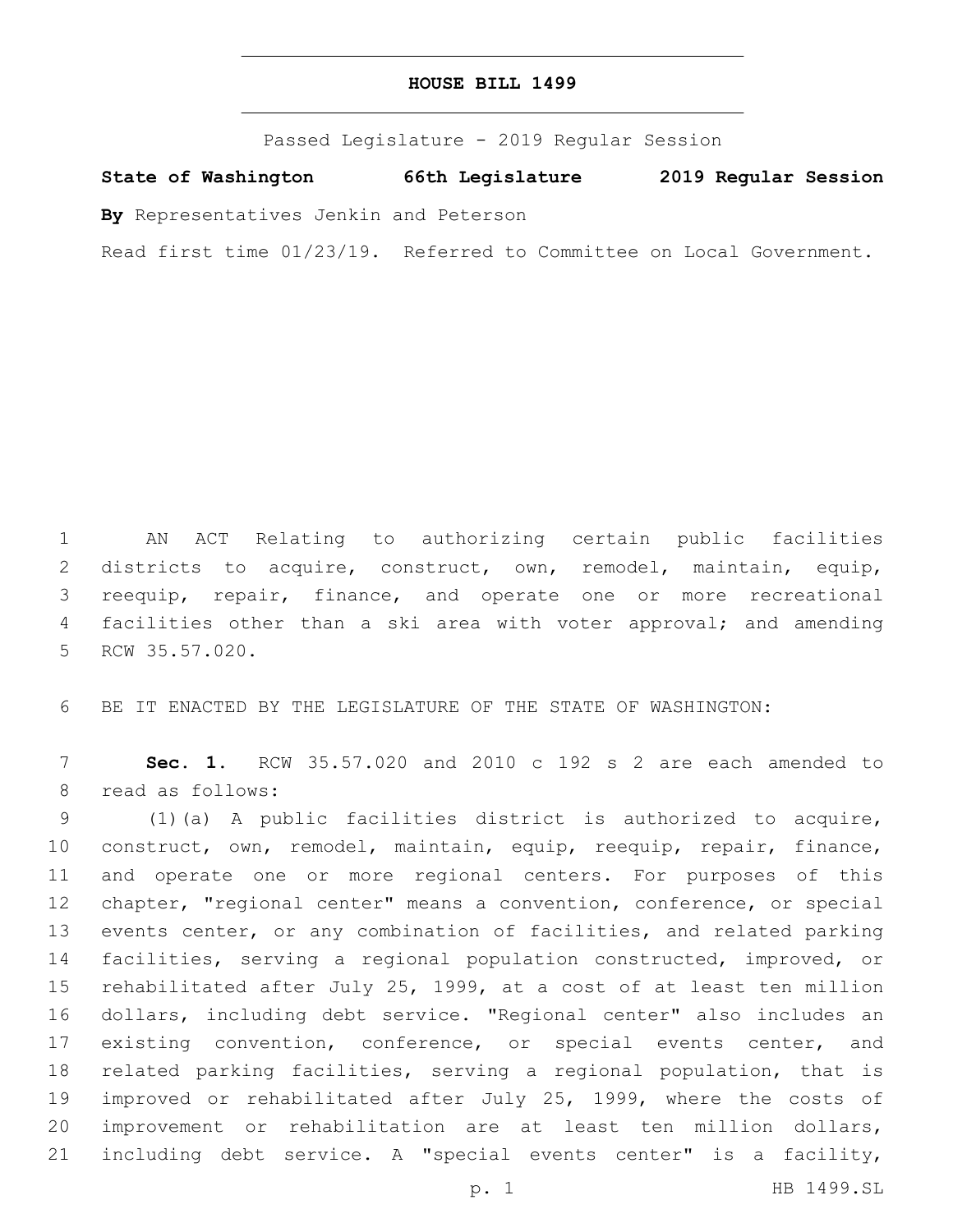# HOUSE BILL 1499

Passed Legislature - 2019 Regular Session

**State of Washington 66th Legislature 2019 Regular Session**

**By** Representatives Jenkin and Peterson

Read first time 01/23/19. Referred to Committee on Local Government.

AN ACT Relating to authorizing certain public facilities districts to acquire, construct, own, remodel, maintain, equip, reequip, repair, finance, and operate one or more recreational facilities other than a ski area with voter approval; and amending RCW 35.57.020.

BE IT ENACTED BY THE LEGISLATURE OF THE STATE OF WASHINGTON:

**Sec. 1.** RCW 35.57.020 and 2010 c 192 s 2 are each amended to read as follows:

(1)(a) A public facilities district is authorized to acquire, construct, own, remodel, maintain, equip, reequip, repair, finance, and operate one or more regional centers. For purposes of this chapter, "regional center" means a convention, conference, or special events center, or any combination of facilities, and related parking facilities, serving a regional population constructed, improved, or rehabilitated after July 25, 1999, at a cost of at least ten million dollars, including debt service. "Regional center" also includes an existing convention, conference, or special events center, and related parking facilities, serving a regional population, that is improved or rehabilitated after July 25, 1999, where the costs of improvement or rehabilitation are at least ten million dollars, including debt service. A "special events center" is a facility,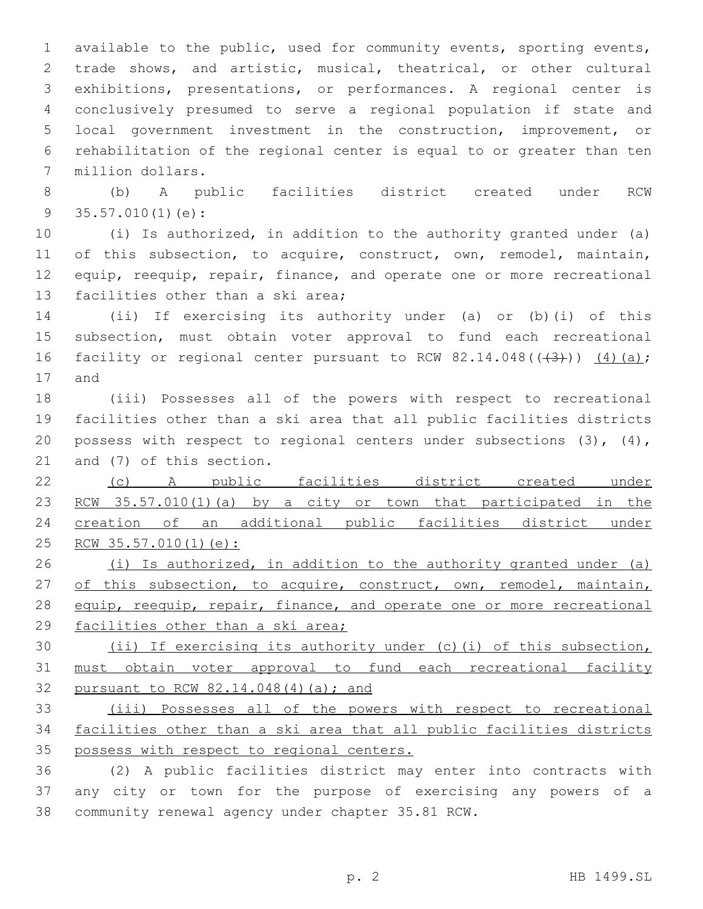available to the public, used for community events, sporting events, trade shows, and artistic, musical, theatrical, or other cultural exhibitions, presentations, or performances. A regional center is conclusively presumed to serve a regional population if state and local government investment in the construction, improvement, or rehabilitation of the regional center is equal to or greater than ten million dollars.

(b) A public facilities district created under RCW 35.57.010(1)(e):

(i) Is authorized, in addition to the authority granted under (a) of this subsection, to acquire, construct, own, remodel, maintain, equip, reequip, repair, finance, and operate one or more recreational facilities other than a ski area;

(ii) If exercising its authority under (a) or (b)(i) of this subsection, must obtain voter approval to fund each recreational facility or regional center pursuant to RCW 82.14.048((~~(3)~~)) <u>(4)(a)</u>; and

(iii) Possesses all of the powers with respect to recreational facilities other than a ski area that all public facilities districts possess with respect to regional centers under subsections (3), (4), and (7) of this section.

<u>(c) A public facilities district created under RCW 35.57.010(1)(a) by a city or town that participated in the creation of an additional public facilities district under RCW 35.57.010(1)(e):</u>

<u>(i) Is authorized, in addition to the authority granted under (a) of this subsection, to acquire, construct, own, remodel, maintain, equip, reequip, repair, finance, and operate one or more recreational facilities other than a ski area;</u>

<u>(ii) If exercising its authority under (c)(i) of this subsection, must obtain voter approval to fund each recreational facility pursuant to RCW 82.14.048(4)(a); and</u>

<u>(iii) Possesses all of the powers with respect to recreational facilities other than a ski area that all public facilities districts possess with respect to regional centers.</u>

(2) A public facilities district may enter into contracts with any city or town for the purpose of exercising any powers of a community renewal agency under chapter 35.81 RCW.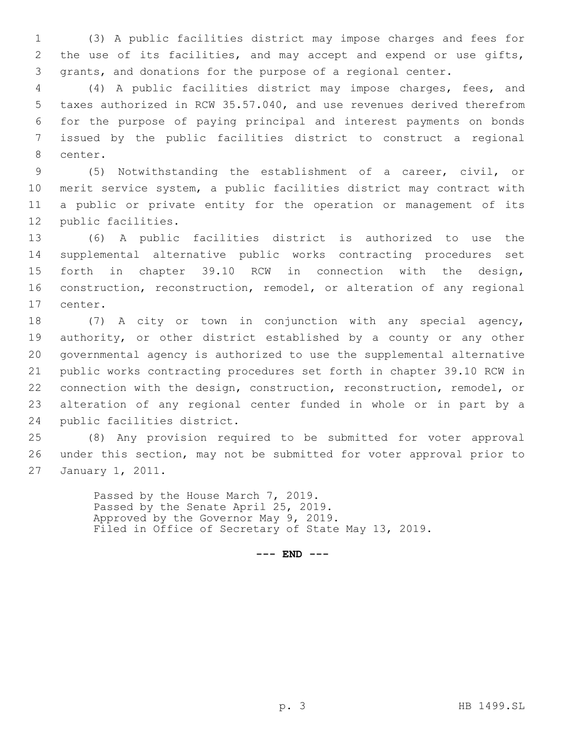(3) A public facilities district may impose charges and fees for the use of its facilities, and may accept and expend or use gifts, grants, and donations for the purpose of a regional center.

(4) A public facilities district may impose charges, fees, and taxes authorized in RCW 35.57.040, and use revenues derived therefrom for the purpose of paying principal and interest payments on bonds issued by the public facilities district to construct a regional center.

(5) Notwithstanding the establishment of a career, civil, or merit service system, a public facilities district may contract with a public or private entity for the operation or management of its public facilities.

(6) A public facilities district is authorized to use the supplemental alternative public works contracting procedures set forth in chapter 39.10 RCW in connection with the design, construction, reconstruction, remodel, or alteration of any regional center.

(7) A city or town in conjunction with any special agency, authority, or other district established by a county or any other governmental agency is authorized to use the supplemental alternative public works contracting procedures set forth in chapter 39.10 RCW in connection with the design, construction, reconstruction, remodel, or alteration of any regional center funded in whole or in part by a public facilities district.

(8) Any provision required to be submitted for voter approval under this section, may not be submitted for voter approval prior to January 1, 2011.

Passed by the House March 7, 2019.
Passed by the Senate April 25, 2019.
Approved by the Governor May 9, 2019.
Filed in Office of Secretary of State May 13, 2019.

**--- END ---**